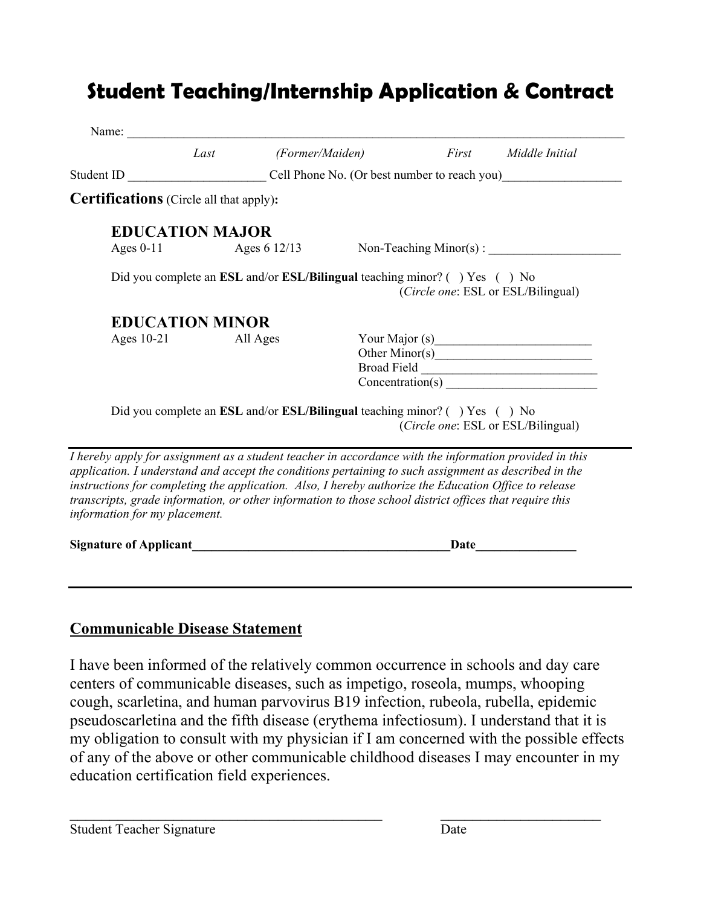# Student Teaching/Internship Application & Contract

Name: ___________________________________________________________________________

*Last* *(Former/Maiden)* *First* *Middle Initial*

Student ID ______________________ Cell Phone No. (Or best number to reach you)___________________

**Certifications** (Circle all that apply)**:**

### EDUCATION MAJOR

Ages 0-11 Ages 6 12/13 Non-Teaching Minor(s) : _____________________

Did you complete an **ESL** and/or **ESL/Bilingual** teaching minor? (  ) Yes (  ) No
(*Circle one*: ESL or ESL/Bilingual)

### EDUCATION MINOR

Ages 10-21 All Ages

Your Major (s)_________________________
Other Minor(s)_________________________
Broad Field ____________________________
Concentration(s) _________________________

Did you complete an **ESL** and/or **ESL/Bilingual** teaching minor? (  ) Yes (  ) No
(*Circle one*: ESL or ESL/Bilingual)

---

*I hereby apply for assignment as a student teacher in accordance with the information provided in this application. I understand and accept the conditions pertaining to such assignment as described in the instructions for completing the application. Also, I hereby authorize the Education Office to release transcripts, grade information, or other information to those school district offices that require this information for my placement.*

**Signature of Applicant___________________________________________Date________________**

---

## Communicable Disease Statement

I have been informed of the relatively common occurrence in schools and day care centers of communicable diseases, such as impetigo, roseola, mumps, whooping cough, scarletina, and human parvovirus B19 infection, rubeola, rubella, epidemic pseudoscarletina and the fifth disease (erythema infectiosum). I understand that it is my obligation to consult with my physician if I am concerned with the possible effects of any of the above or other communicable childhood diseases I may encounter in my education certification field experiences.

_____________________________________________ ________________________

Student Teacher Signature Date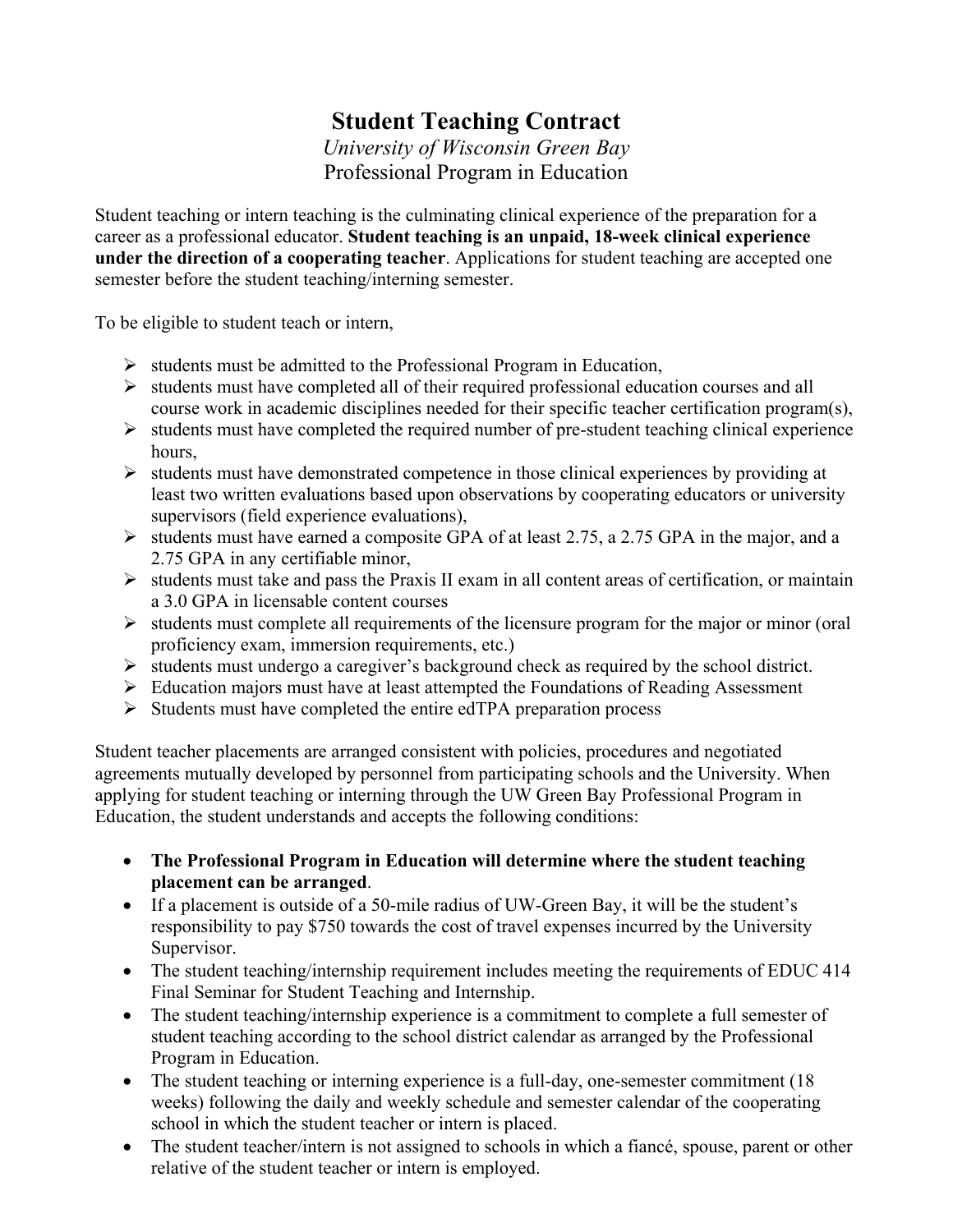# Student Teaching Contract

*University of Wisconsin Green Bay*

Professional Program in Education

Student teaching or intern teaching is the culminating clinical experience of the preparation for a career as a professional educator. **Student teaching is an unpaid, 18-week clinical experience under the direction of a cooperating teacher**. Applications for student teaching are accepted one semester before the student teaching/interning semester.

To be eligible to student teach or intern,

- students must be admitted to the Professional Program in Education,
- students must have completed all of their required professional education courses and all course work in academic disciplines needed for their specific teacher certification program(s),
- students must have completed the required number of pre-student teaching clinical experience hours,
- students must have demonstrated competence in those clinical experiences by providing at least two written evaluations based upon observations by cooperating educators or university supervisors (field experience evaluations),
- students must have earned a composite GPA of at least 2.75, a 2.75 GPA in the major, and a 2.75 GPA in any certifiable minor,
- students must take and pass the Praxis II exam in all content areas of certification, or maintain a 3.0 GPA in licensable content courses
- students must complete all requirements of the licensure program for the major or minor (oral proficiency exam, immersion requirements, etc.)
- students must undergo a caregiver's background check as required by the school district.
- Education majors must have at least attempted the Foundations of Reading Assessment
- Students must have completed the entire edTPA preparation process

Student teacher placements are arranged consistent with policies, procedures and negotiated agreements mutually developed by personnel from participating schools and the University. When applying for student teaching or interning through the UW Green Bay Professional Program in Education, the student understands and accepts the following conditions:

- **The Professional Program in Education will determine where the student teaching placement can be arranged**.
- If a placement is outside of a 50-mile radius of UW-Green Bay, it will be the student's responsibility to pay $750 towards the cost of travel expenses incurred by the University Supervisor.
- The student teaching/internship requirement includes meeting the requirements of EDUC 414 Final Seminar for Student Teaching and Internship.
- The student teaching/internship experience is a commitment to complete a full semester of student teaching according to the school district calendar as arranged by the Professional Program in Education.
- The student teaching or interning experience is a full-day, one-semester commitment (18 weeks) following the daily and weekly schedule and semester calendar of the cooperating school in which the student teacher or intern is placed.
- The student teacher/intern is not assigned to schools in which a fiancé, spouse, parent or other relative of the student teacher or intern is employed.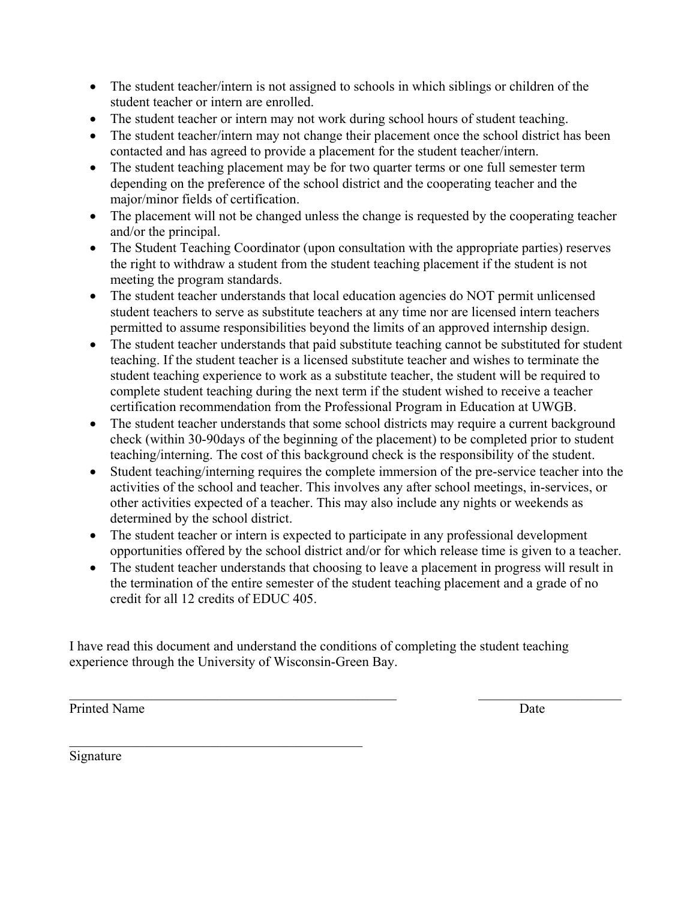- The student teacher/intern is not assigned to schools in which siblings or children of the student teacher or intern are enrolled.
- The student teacher or intern may not work during school hours of student teaching.
- The student teacher/intern may not change their placement once the school district has been contacted and has agreed to provide a placement for the student teacher/intern.
- The student teaching placement may be for two quarter terms or one full semester term depending on the preference of the school district and the cooperating teacher and the major/minor fields of certification.
- The placement will not be changed unless the change is requested by the cooperating teacher and/or the principal.
- The Student Teaching Coordinator (upon consultation with the appropriate parties) reserves the right to withdraw a student from the student teaching placement if the student is not meeting the program standards.
- The student teacher understands that local education agencies do NOT permit unlicensed student teachers to serve as substitute teachers at any time nor are licensed intern teachers permitted to assume responsibilities beyond the limits of an approved internship design.
- The student teacher understands that paid substitute teaching cannot be substituted for student teaching. If the student teacher is a licensed substitute teacher and wishes to terminate the student teaching experience to work as a substitute teacher, the student will be required to complete student teaching during the next term if the student wished to receive a teacher certification recommendation from the Professional Program in Education at UWGB.
- The student teacher understands that some school districts may require a current background check (within 30-90days of the beginning of the placement) to be completed prior to student teaching/interning. The cost of this background check is the responsibility of the student.
- Student teaching/interning requires the complete immersion of the pre-service teacher into the activities of the school and teacher. This involves any after school meetings, in-services, or other activities expected of a teacher. This may also include any nights or weekends as determined by the school district.
- The student teacher or intern is expected to participate in any professional development opportunities offered by the school district and/or for which release time is given to a teacher.
- The student teacher understands that choosing to leave a placement in progress will result in the termination of the entire semester of the student teaching placement and a grade of no credit for all 12 credits of EDUC 405.

I have read this document and understand the conditions of completing the student teaching experience through the University of Wisconsin-Green Bay.

\_\_\_\_\_\_\_\_\_\_\_\_\_\_\_\_\_\_\_\_\_\_\_\_\_\_\_\_\_\_\_\_\_\_\_\_\_\_\_\_\_\_\_\_ \_\_\_\_\_\_\_\_\_\_\_\_\_\_\_\_\_\_\_\_

Printed Name Date

\_\_\_\_\_\_\_\_\_\_\_\_\_\_\_\_\_\_\_\_\_\_\_\_\_\_\_\_\_\_\_\_\_\_\_\_\_\_\_\_\_\_\_\_

Signature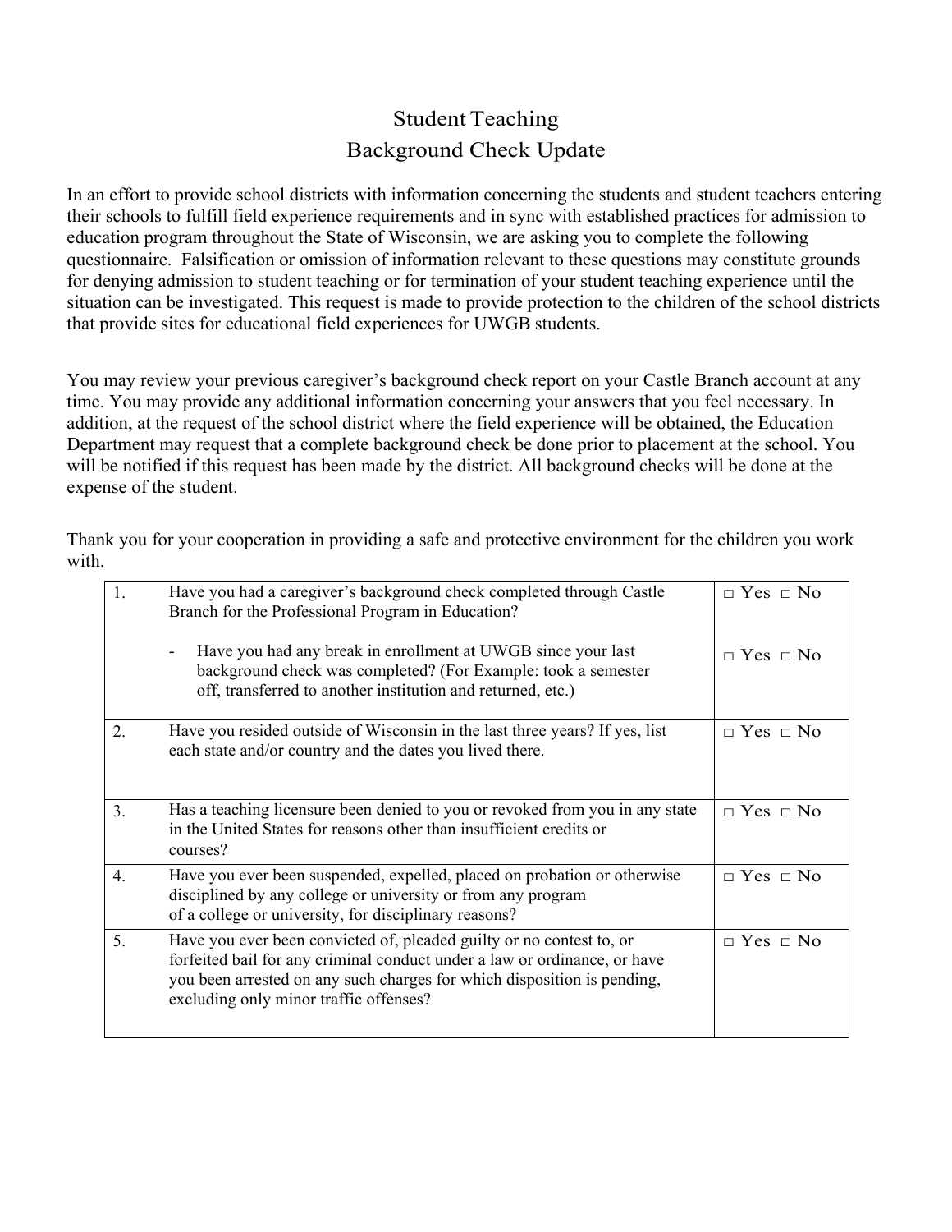# Student Teaching
## Background Check Update

In an effort to provide school districts with information concerning the students and student teachers entering their schools to fulfill field experience requirements and in sync with established practices for admission to education program throughout the State of Wisconsin, we are asking you to complete the following questionnaire. Falsification or omission of information relevant to these questions may constitute grounds for denying admission to student teaching or for termination of your student teaching experience until the situation can be investigated. This request is made to provide protection to the children of the school districts that provide sites for educational field experiences for UWGB students.

You may review your previous caregiver's background check report on your Castle Branch account at any time. You may provide any additional information concerning your answers that you feel necessary. In addition, at the request of the school district where the field experience will be obtained, the Education Department may request that a complete background check be done prior to placement at the school. You will be notified if this request has been made by the district. All background checks will be done at the expense of the student.

Thank you for your cooperation in providing a safe and protective environment for the children you work with.

| | | |
|---|---|---|
| 1. | Have you had a caregiver's background check completed through Castle Branch for the Professional Program in Education?<br><br>- Have you had any break in enrollment at UWGB since your last background check was completed? (For Example: took a semester off, transferred to another institution and returned, etc.) | □ Yes □ No<br><br>□ Yes □ No |
| 2. | Have you resided outside of Wisconsin in the last three years? If yes, list each state and/or country and the dates you lived there. | □ Yes □ No |
| 3. | Has a teaching licensure been denied to you or revoked from you in any state in the United States for reasons other than insufficient credits or courses? | □ Yes □ No |
| 4. | Have you ever been suspended, expelled, placed on probation or otherwise disciplined by any college or university or from any program of a college or university, for disciplinary reasons? | □ Yes □ No |
| 5. | Have you ever been convicted of, pleaded guilty or no contest to, or forfeited bail for any criminal conduct under a law or ordinance, or have you been arrested on any such charges for which disposition is pending, excluding only minor traffic offenses? | □ Yes □ No |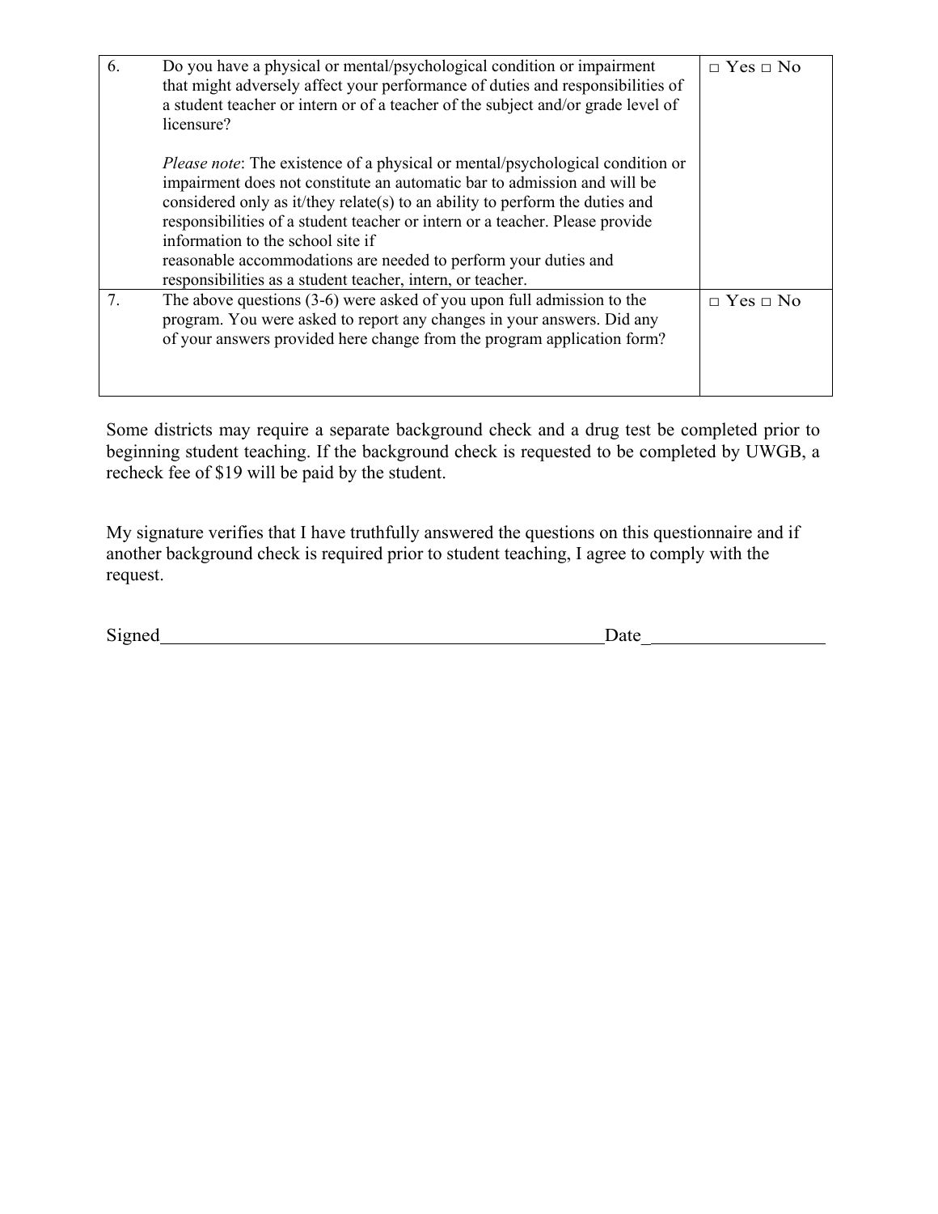| | | |
|---|---|---|
| 6. | Do you have a physical or mental/psychological condition or impairment that might adversely affect your performance of duties and responsibilities of a student teacher or intern or of a teacher of the subject and/or grade level of licensure?<br><br>*Please note*: The existence of a physical or mental/psychological condition or impairment does not constitute an automatic bar to admission and will be considered only as it/they relate(s) to an ability to perform the duties and responsibilities of a student teacher or intern or a teacher. Please provide information to the school site if reasonable accommodations are needed to perform your duties and responsibilities as a student teacher, intern, or teacher. | □ Yes □ No |
| 7. | The above questions (3-6) were asked of you upon full admission to the program. You were asked to report any changes in your answers. Did any of your answers provided here change from the program application form? | □ Yes □ No |

Some districts may require a separate background check and a drug test be completed prior to beginning student teaching. If the background check is requested to be completed by UWGB, a recheck fee of $19 will be paid by the student.

My signature verifies that I have truthfully answered the questions on this questionnaire and if another background check is required prior to student teaching, I agree to comply with the request.

Signed_________________________________________________Date___________________